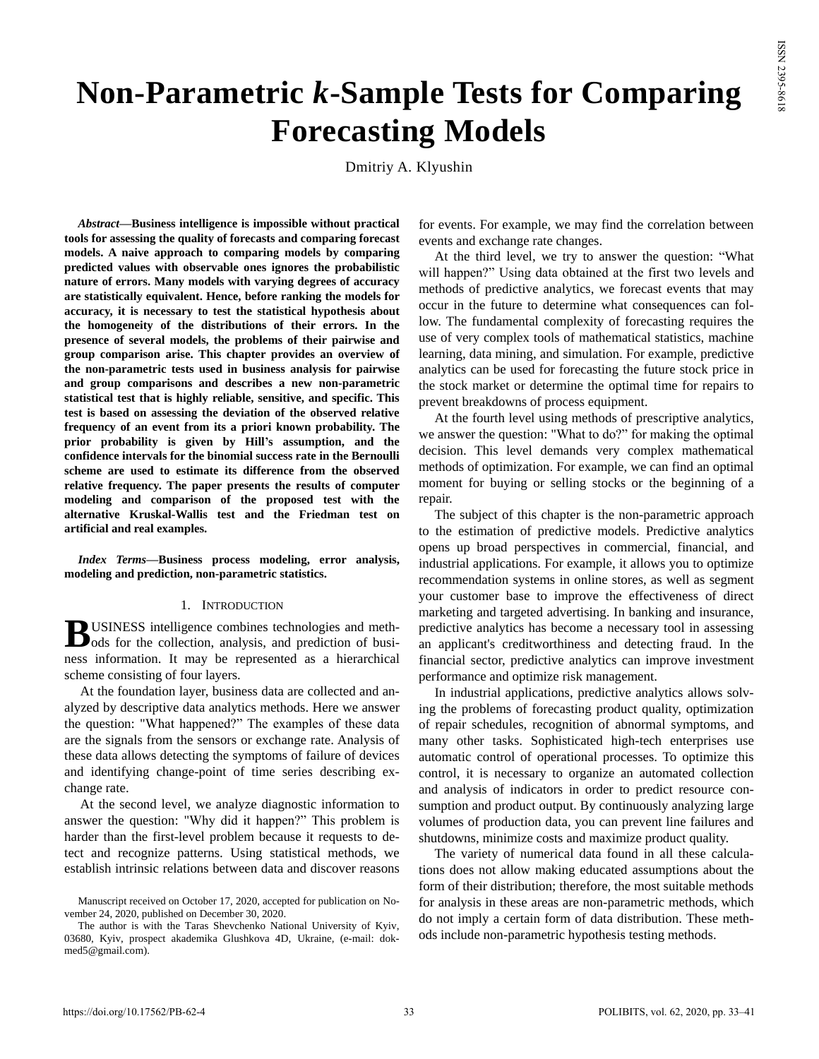# Non-Parametric $k$-Sample Tests for Comparing Forecasting Models

Dmitriy A. Klyushin

***Abstract*—Business intelligence is impossible without practical tools for assessing the quality of forecasts and comparing forecast models. A naive approach to comparing models by comparing predicted values with observable ones ignores the probabilistic nature of errors. Many models with varying degrees of accuracy are statistically equivalent. Hence, before ranking the models for accuracy, it is necessary to test the statistical hypothesis about the homogeneity of the distributions of their errors. In the presence of several models, the problems of their pairwise and group comparison arise. This chapter provides an overview of the non-parametric tests used in business analysis for pairwise and group comparisons and describes a new non-parametric statistical test that is highly reliable, sensitive, and specific. This test is based on assessing the deviation of the observed relative frequency of an event from its a priori known probability. The prior probability is given by Hill's assumption, and the confidence intervals for the binomial success rate in the Bernoulli scheme are used to estimate its difference from the observed relative frequency. The paper presents the results of computer modeling and comparison of the proposed test with the alternative Kruskal-Wallis test and the Friedman test on artificial and real examples.**

***Index Terms*—Business process modeling, error analysis, modeling and prediction, non-parametric statistics.**

## 1. Introduction

BUSINESS intelligence combines technologies and methods for the collection, analysis, and prediction of business information. It may be represented as a hierarchical scheme consisting of four layers.

At the foundation layer, business data are collected and analyzed by descriptive data analytics methods. Here we answer the question: "What happened?" The examples of these data are the signals from the sensors or exchange rate. Analysis of this data allows detecting the symptoms of failure of devices and identifying change-point of time series describing exchange rate.

At the second level, we analyze diagnostic information to answer the question: "Why did it happen?" This problem is harder than the first-level problem because it requests to detect and recognize patterns. Using statistical methods, we establish intrinsic relations between data and discover reasons for events. For example, we may find the correlation between events and exchange rate changes.

At the third level, we try to answer the question: "What will happen?" Using data obtained at the first two levels and methods of predictive analytics, we forecast events that may occur in the future to determine what consequences can follow. The fundamental complexity of forecasting requires the use of very complex tools of mathematical statistics, machine learning, data mining, and simulation. For example, predictive analytics can be used for forecasting the future stock price in the stock market or determine the optimal time for repairs to prevent breakdowns of process equipment.

At the fourth level using methods of prescriptive analytics, we answer the question: "What to do?" for making the optimal decision. This level demands very complex mathematical methods of optimization. For example, we can find an optimal moment for buying or selling stocks or the beginning of a repair.

The subject of this chapter is the non-parametric approach to the estimation of predictive models. Predictive analytics opens up broad perspectives in commercial, financial, and industrial applications. For example, it allows you to optimize recommendation systems in online stores, as well as segment your customer base to improve the effectiveness of direct marketing and targeted advertising. In banking and insurance, predictive analytics has become a necessary tool in assessing an applicant's creditworthiness and detecting fraud. In the financial sector, predictive analytics can improve investment performance and optimize risk management.

In industrial applications, predictive analytics allows solving the problems of forecasting product quality, optimization of repair schedules, recognition of abnormal symptoms, and many other tasks. Sophisticated high-tech enterprises use automatic control of operational processes. To optimize this control, it is necessary to organize an automated collection and analysis of indicators in order to predict resource consumption and product output. By continuously analyzing large volumes of production data, you can prevent line failures and shutdowns, minimize costs and maximize product quality.

The variety of numerical data found in all these calculations does not allow making educated assumptions about the form of their distribution; therefore, the most suitable methods for analysis in these areas are non-parametric methods, which do not imply a certain form of data distribution. These methods include non-parametric hypothesis testing methods.

Manuscript received on October 17, 2020, accepted for publication on November 24, 2020, published on December 30, 2020.

The author is with the Taras Shevchenko National University of Kyiv, 03680, Kyiv, prospect akademika Glushkova 4D, Ukraine, (e-mail: dokmed5@gmail.com).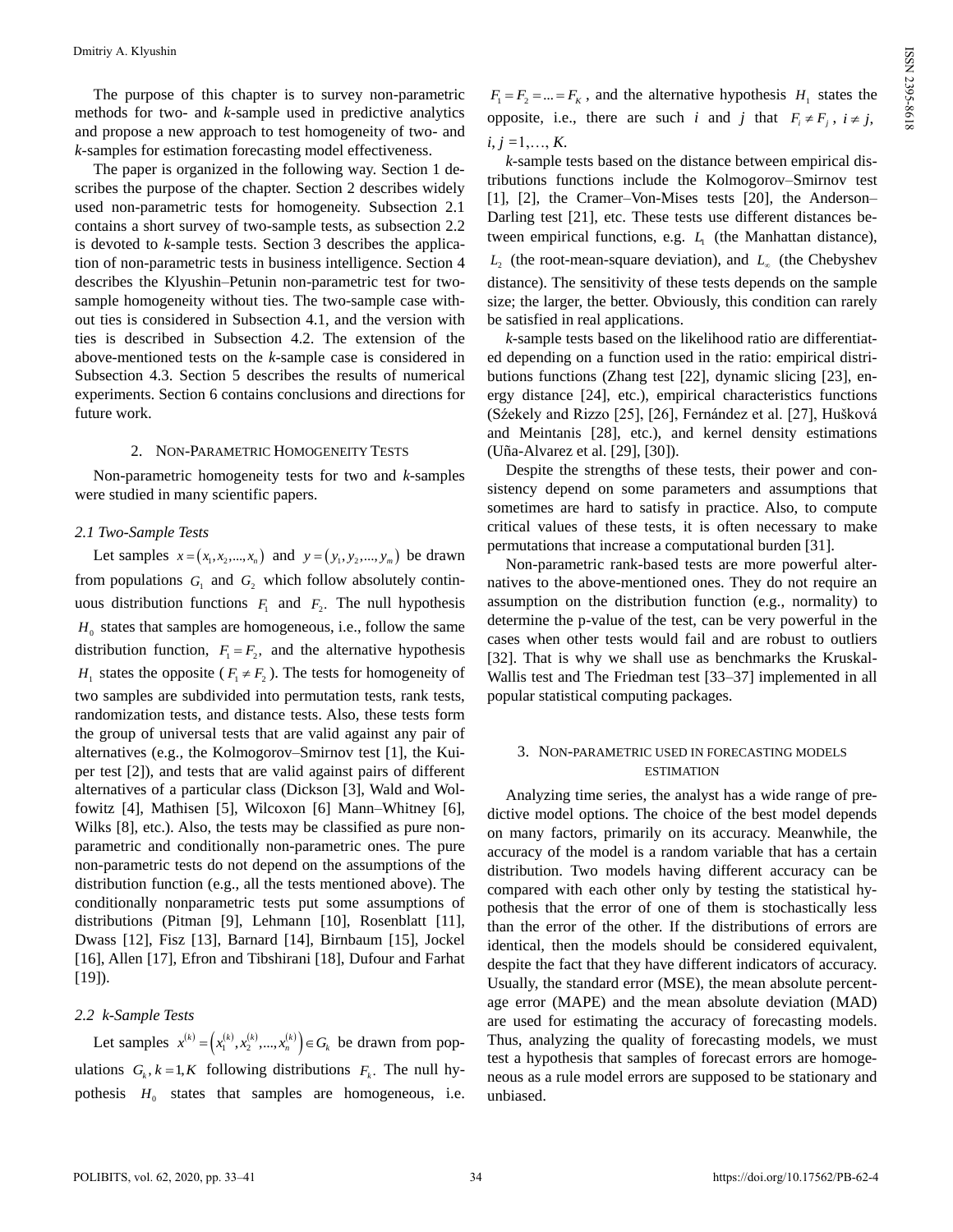The purpose of this chapter is to survey non-parametric methods for two- and *k*-sample used in predictive analytics and propose a new approach to test homogeneity of two- and *k*-samples for estimation forecasting model effectiveness.

The paper is organized in the following way. Section 1 describes the purpose of the chapter. Section 2 describes widely used non-parametric tests for homogeneity. Subsection 2.1 contains a short survey of two-sample tests, as subsection 2.2 is devoted to *k*-sample tests. Section 3 describes the application of non-parametric tests in business intelligence. Section 4 describes the Klyushin–Petunin non-parametric test for two-sample homogeneity without ties. The two-sample case without ties is considered in Subsection 4.1, and the version with ties is described in Subsection 4.2. The extension of the above-mentioned tests on the *k*-sample case is considered in Subsection 4.3. Section 5 describes the results of numerical experiments. Section 6 contains conclusions and directions for future work.

## 2. Non-Parametric Homogeneity Tests

Non-parametric homogeneity tests for two and *k*-samples were studied in many scientific papers.

### *2.1 Two-Sample Tests*

Let samples $x = (x_1, x_2, ..., x_n)$ and $y = (y_1, y_2, ..., y_m)$ be drawn from populations $G_1$ and $G_2$ which follow absolutely continuous distribution functions $F_1$ and $F_2$. The null hypothesis $H_0$ states that samples are homogeneous, i.e., follow the same distribution function, $F_1 = F_2$, and the alternative hypothesis $H_1$ states the opposite ($F_1 \neq F_2$). The tests for homogeneity of two samples are subdivided into permutation tests, rank tests, randomization tests, and distance tests. Also, these tests form the group of universal tests that are valid against any pair of alternatives (e.g., the Kolmogorov–Smirnov test [1], the Kuiper test [2]), and tests that are valid against pairs of different alternatives of a particular class (Dickson [3], Wald and Wolfowitz [4], Mathisen [5], Wilcoxon [6] Mann–Whitney [6], Wilks [8], etc.). Also, the tests may be classified as pure non-parametric and conditionally non-parametric ones. The pure non-parametric tests do not depend on the assumptions of the distribution function (e.g., all the tests mentioned above). The conditionally nonparametric tests put some assumptions of distributions (Pitman [9], Lehmann [10], Rosenblatt [11], Dwass [12], Fisz [13], Barnard [14], Birnbaum [15], Jockel [16], Allen [17], Efron and Tibshirani [18], Dufour and Farhat [19]).

### *2.2 k-Sample Tests*

Let samples $x^{(k)} = \left(x_1^{(k)}, x_2^{(k)}, ..., x_n^{(k)}\right) \in G_k$ be drawn from populations $G_k, k = \overline{1,K}$ following distributions $F_k$. The null hypothesis $H_0$ states that samples are homogeneous, i.e. $F_1 = F_2 = ... = F_K$, and the alternative hypothesis $H_1$ states the opposite, i.e., there are such *i* and *j* that $F_i \neq F_j$, $i \neq j$, $i, j = 1, \ldots, K$.

*k*-sample tests based on the distance between empirical distributions functions include the Kolmogorov–Smirnov test [1], [2], the Cramer–Von-Mises tests [20], the Anderson–Darling test [21], etc. These tests use different distances between empirical functions, e.g. $L_1$ (the Manhattan distance), $L_2$ (the root-mean-square deviation), and $L_\infty$ (the Chebyshev distance). The sensitivity of these tests depends on the sample size; the larger, the better. Obviously, this condition can rarely be satisfied in real applications.

*k*-sample tests based on the likelihood ratio are differentiated depending on a function used in the ratio: empirical distributions functions (Zhang test [22], dynamic slicing [23], energy distance [24], etc.), empirical characteristics functions (Sźekely and Rizzo [25], [26], Fernández et al. [27], Hušková and Meintanis [28], etc.), and kernel density estimations (Uña-Alvarez et al. [29], [30]).

Despite the strengths of these tests, their power and consistency depend on some parameters and assumptions that sometimes are hard to satisfy in practice. Also, to compute critical values of these tests, it is often necessary to make permutations that increase a computational burden [31].

Non-parametric rank-based tests are more powerful alternatives to the above-mentioned ones. They do not require an assumption on the distribution function (e.g., normality) to determine the p-value of the test, can be very powerful in the cases when other tests would fail and are robust to outliers [32]. That is why we shall use as benchmarks the Kruskal-Wallis test and The Friedman test [33–37] implemented in all popular statistical computing packages.

## 3. Non-parametric used in forecasting models estimation

Analyzing time series, the analyst has a wide range of predictive model options. The choice of the best model depends on many factors, primarily on its accuracy. Meanwhile, the accuracy of the model is a random variable that has a certain distribution. Two models having different accuracy can be compared with each other only by testing the statistical hypothesis that the error of one of them is stochastically less than the error of the other. If the distributions of errors are identical, then the models should be considered equivalent, despite the fact that they have different indicators of accuracy. Usually, the standard error (MSE), the mean absolute percentage error (MAPE) and the mean absolute deviation (MAD) are used for estimating the accuracy of forecasting models. Thus, analyzing the quality of forecasting models, we must test a hypothesis that samples of forecast errors are homogeneous as a rule model errors are supposed to be stationary and unbiased.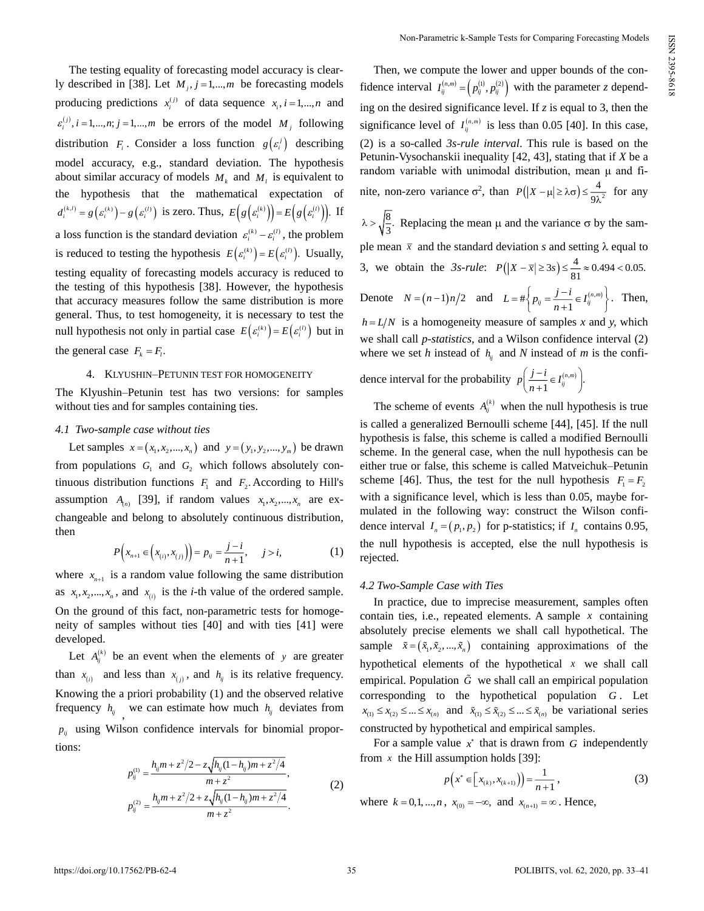The testing equality of forecasting model accuracy is clearly described in [38]. Let $M_j, j=1,...,m$ be forecasting models producing predictions $x_i^{(j)}$ of data sequence $x_i, i=1,...,n$ and $\varepsilon_i^{(j)}, i=1,...,n; j=1,...,m$ be errors of the model $M_j$ following distribution $F_i$. Consider a loss function $g\left(\varepsilon_i^j\right)$ describing model accuracy, e.g., standard deviation. The hypothesis about similar accuracy of models $M_k$ and $M_l$ is equivalent to the hypothesis that the mathematical expectation of $d_i^{(k,l)} = g\left(\varepsilon_i^{(k)}\right) - g\left(\varepsilon_i^{(l)}\right)$ is zero. Thus, $E\left(g\left(\varepsilon_i^{(k)}\right)\right) = E\left(g\left(\varepsilon_i^{(l)}\right)\right)$. If a loss function is the standard deviation $\varepsilon_i^{(k)} - \varepsilon_i^{(l)}$, the problem is reduced to testing the hypothesis $E\left(\varepsilon_i^{(k)}\right) = E\left(\varepsilon_i^{(l)}\right)$. Usually, testing equality of forecasting models accuracy is reduced to the testing of this hypothesis [38]. However, the hypothesis that accuracy measures follow the same distribution is more general. Thus, to test homogeneity, it is necessary to test the null hypothesis not only in partial case $E\left(\varepsilon_i^{(k)}\right) = E\left(\varepsilon_i^{(l)}\right)$ but in the general case $F_k = F_l$.

## 4. Klyushin–Petunin Test for Homogeneity

The Klyushin–Petunin test has two versions: for samples without ties and for samples containing ties.

### 4.1 Two-sample case without ties

Let samples $x = (x_1, x_2, ..., x_n)$ and $y = (y_1, y_2, ..., y_m)$ be drawn from populations $G_1$ and $G_2$ which follows absolutely continuous distribution functions $F_1$ and $F_2$. According to Hill's assumption $A_{(n)}$ [39], if random values $x_1, x_2, ..., x_n$ are exchangeable and belong to absolutely continuous distribution, then

$$P\left(x_{n+1} \in \left(x_{(i)}, x_{(j)}\right)\right) = p_{ij} = \frac{j-i}{n+1}, \quad j > i, \tag{1}$$

where $x_{n+1}$ is a random value following the same distribution as $x_1, x_2, ..., x_n$, and $x_{(i)}$ is the *i*-th value of the ordered sample. On the ground of this fact, non-parametric tests for homogeneity of samples without ties [40] and with ties [41] were developed.

Let $A_{ij}^{(k)}$ be an event when the elements of $y$ are greater than $x_{(i)}$ and less than $x_{(j)}$, and $h_{ij}$ is its relative frequency. Knowing the a priori probability (1) and the observed relative frequency $h_{ij}$, we can estimate how much $h_{ij}$ deviates from $p_{ij}$ using Wilson confidence intervals for binomial proportions:

$$p_{ij}^{(1)} = \frac{h_{ij}m + z^2/2 - z\sqrt{h_{ij}(1-h_{ij})m + z^2/4}}{m+z^2},$$
$$p_{ij}^{(2)} = \frac{h_{ij}m + z^2/2 + z\sqrt{h_{ij}(1-h_{ij})m + z^2/4}}{m+z^2}. \tag{2}$$

Then, we compute the lower and upper bounds of the confidence interval $I_{ij}^{(n,m)} = \left(p_{ij}^{(1)}, p_{ij}^{(2)}\right)$ with the parameter *z* depending on the desired significance level. If *z* is equal to 3, then the significance level of $I_{ij}^{(n,m)}$ is less than 0.05 [40]. In this case, (2) is a so-called *3s-rule interval*. This rule is based on the Petunin-Vysochanskii inequality [42, 43], stating that if *X* be a random variable with unimodal distribution, mean μ and finite, non-zero variance σ², than $P\left(|X-\mu| \geq \lambda\sigma\right) \leq \frac{4}{9\lambda^2}$ for any $\lambda > \sqrt{\frac{8}{3}}$. Replacing the mean μ and the variance σ by the sample mean $\bar{x}$ and the standard deviation *s* and setting λ equal to 3, we obtain the *3s-rule*: $P\left(|X-\bar{x}| \geq 3s\right) \leq \frac{4}{81} \approx 0.494 < 0.05$.

Denote $N = (n-1)n/2$ and $L = \#\left\{p_{ij} = \frac{j-i}{n+1} \in I_{ij}^{(n,m)}\right\}$. Then, $h = L/N$ is a homogeneity measure of samples *x* and *y*, which we shall call *p-statistics*, and a Wilson confidence interval (2) where we set *h* instead of $h_{ij}$ and *N* instead of *m* is the confidence interval for the probability $p\left(\frac{j-i}{n+1} \in I_{ij}^{(n,m)}\right)$.

The scheme of events $A_{ij}^{(k)}$ when the null hypothesis is true is called a generalized Bernoulli scheme [44], [45]. If the null hypothesis is false, this scheme is called a modified Bernoulli scheme. In the general case, when the null hypothesis can be either true or false, this scheme is called Matveichuk–Petunin scheme [46]. Thus, the test for the null hypothesis $F_1 = F_2$ with a significance level, which is less than 0.05, maybe formulated in the following way: construct the Wilson confidence interval $I_n = (p_1, p_2)$ for p-statistics; if $I_n$ contains 0.95, the null hypothesis is accepted, else the null hypothesis is rejected.

### 4.2 Two-Sample Case with Ties

In practice, due to imprecise measurement, samples often contain ties, i.e., repeated elements. A sample $x$ containing absolutely precise elements we shall call hypothetical. The sample $\tilde{x} = (\tilde{x}_1, \tilde{x}_2, ..., \tilde{x}_n)$ containing approximations of the hypothetical elements of the hypothetical $x$ we shall call empirical. Population $\tilde{G}$ we shall call an empirical population corresponding to the hypothetical population $G$. Let $x_{(1)} \leq x_{(2)} \leq ... \leq x_{(n)}$ and $\tilde{x}_{(1)} \leq \tilde{x}_{(2)} \leq ... \leq \tilde{x}_{(n)}$ be variational series constructed by hypothetical and empirical samples.

For a sample value $x^*$ that is drawn from $G$ independently from $x$ the Hill assumption holds [39]:

$$p\left(x^* \in \left[x_{(k)}, x_{(k+1)}\right)\right) = \frac{1}{n+1}, \tag{3}$$

where $k = 0,1,...,n$, $x_{(0)} = -\infty$, and $x_{(n+1)} = \infty$. Hence,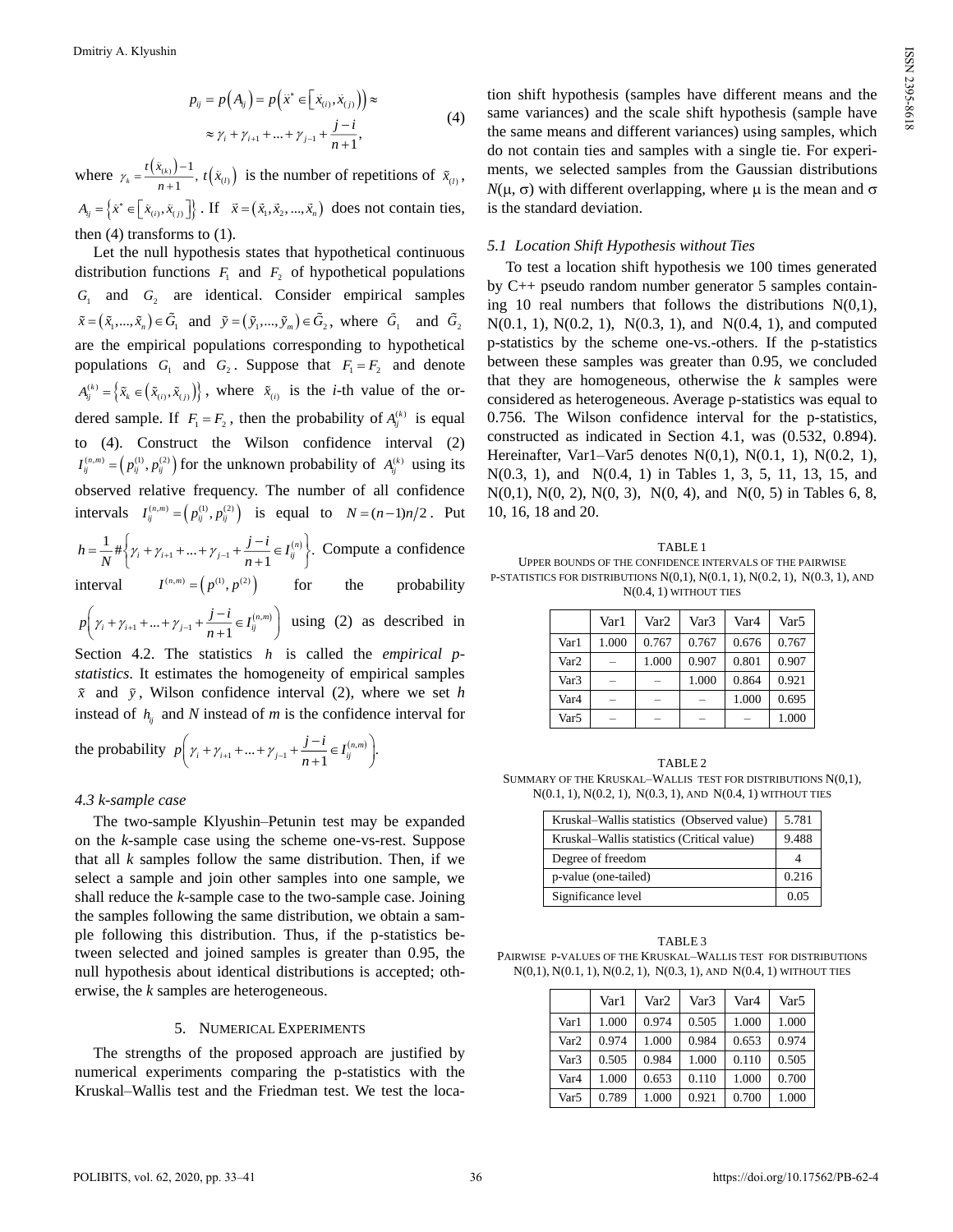$$p_{ij} = p(A_{ij}) = p\left(\bar{x}^* \in \left[\bar{x}_{(i)}, \bar{x}_{(j)}\right)\right) \approx \approx \gamma_i + \gamma_{i+1} + ... + \gamma_{j-1} + \frac{j-i}{n+1}, \quad (4)$$

where $\gamma_k = \frac{t(\tilde{x}_{(k)})-1}{n+1}$, $t(\tilde{x}_{(l)})$ is the number of repetitions of $\tilde{x}_{(l)}$, $A_{ij} = \left\{\bar{x}^* \in \left[\bar{x}_{(i)}, \bar{x}_{(j)}\right]\right\}$. If $\bar{x} = (\bar{x}_1, \bar{x}_2, ..., \bar{x}_n)$ does not contain ties, then (4) transforms to (1).

Let the null hypothesis states that hypothetical continuous distribution functions $F_1$ and $F_2$ of hypothetical populations $G_1$ and $G_2$ are identical. Consider empirical samples $\tilde{x} = (\tilde{x}_1, ..., \tilde{x}_n) \in \tilde{G}_1$ and $\tilde{y} = (\tilde{y}_1, ..., \tilde{y}_m) \in \tilde{G}_2$, where $\tilde{G}_1$ and $\tilde{G}_2$ are the empirical populations corresponding to hypothetical populations $G_1$ and $G_2$. Suppose that $F_1 = F_2$ and denote $A_{ij}^{(k)} = \left\{\tilde{x}_k \in \left(\tilde{x}_{(i)}, \tilde{x}_{(j)}\right)\right\}$, where $\tilde{x}_{(i)}$ is the *i*-th value of the ordered sample. If $F_1 = F_2$, then the probability of $A_{ij}^{(k)}$ is equal to (4). Construct the Wilson confidence interval (2) $I_{ij}^{(n,m)} = \left(p_{ij}^{(1)}, p_{ij}^{(2)}\right)$ for the unknown probability of $A_{ij}^{(k)}$ using its observed relative frequency. The number of all confidence intervals $I_{ij}^{(n,m)} = \left(p_{ij}^{(1)}, p_{ij}^{(2)}\right)$ is equal to $N = (n-1)n/2$. Put $h = \frac{1}{N}\#\left\{\gamma_i + \gamma_{i+1} + ... + \gamma_{j-1} + \frac{j-i}{n+1} \in I_{ij}^{(n)}\right\}$. Compute a confidence interval $I^{(n,m)} = \left(p^{(1)}, p^{(2)}\right)$ for the probability $p\left(\gamma_i + \gamma_{i+1} + ... + \gamma_{j-1} + \frac{j-i}{n+1} \in I_{ij}^{(n,m)}\right)$ using (2) as described in Section 4.2. The statistics $h$ is called the *empirical p-statistics*. It estimates the homogeneity of empirical samples $\tilde{x}$ and $\tilde{y}$, Wilson confidence interval (2), where we set $h$ instead of $h_{ij}$ and *N* instead of *m* is the confidence interval for the probability $p\left(\gamma_i + \gamma_{i+1} + ... + \gamma_{j-1} + \frac{j-i}{n+1} \in I_{ij}^{(n,m)}\right)$.

### *4.3 k-sample case*

The two-sample Klyushin–Petunin test may be expanded on the *k*-sample case using the scheme one-vs-rest. Suppose that all *k* samples follow the same distribution. Then, if we select a sample and join other samples into one sample, we shall reduce the *k*-sample case to the two-sample case. Joining the samples following the same distribution, we obtain a sample following this distribution. Thus, if the p-statistics between selected and joined samples is greater than 0.95, the null hypothesis about identical distributions is accepted; otherwise, the *k* samples are heterogeneous.

## 5. Numerical Experiments

The strengths of the proposed approach are justified by numerical experiments comparing the p-statistics with the Kruskal–Wallis test and the Friedman test. We test the location shift hypothesis (samples have different means and the same variances) and the scale shift hypothesis (sample have the same means and different variances) using samples, which do not contain ties and samples with a single tie. For experiments, we selected samples from the Gaussian distributions *N*(μ, σ) with different overlapping, where μ is the mean and σ is the standard deviation.

### *5.1 Location Shift Hypothesis without Ties*

To test a location shift hypothesis we 100 times generated by C++ pseudo random number generator 5 samples containing 10 real numbers that follows the distributions N(0,1), N(0.1, 1), N(0.2, 1), N(0.3, 1), and N(0.4, 1), and computed p-statistics by the scheme one-vs.-others. If the p-statistics between these samples was greater than 0.95, we concluded that they are homogeneous, otherwise the *k* samples were considered as heterogeneous. Average p-statistics was equal to 0.756. The Wilson confidence interval for the p-statistics, constructed as indicated in Section 4.1, was (0.532, 0.894). Hereinafter, Var1–Var5 denotes N(0,1), N(0.1, 1), N(0.2, 1), N(0.3, 1), and N(0.4, 1) in Tables 1, 3, 5, 11, 13, 15, and N(0,1), N(0, 2), N(0, 3), N(0, 4), and N(0, 5) in Tables 6, 8, 10, 16, 18 and 20.

TABLE 1
UPPER BOUNDS OF THE CONFIDENCE INTERVALS OF THE PAIRWISE P-STATISTICS FOR DISTRIBUTIONS N(0,1), N(0.1, 1), N(0.2, 1), N(0.3, 1), AND N(0.4, 1) WITHOUT TIES

| | Var1 | Var2 | Var3 | Var4 | Var5 |
|---|---|---|---|---|---|
| Var1 | 1.000 | 0.767 | 0.767 | 0.676 | 0.767 |
| Var2 | – | 1.000 | 0.907 | 0.801 | 0.907 |
| Var3 | – | – | 1.000 | 0.864 | 0.921 |
| Var4 | – | – | – | 1.000 | 0.695 |
| Var5 | – | – | – | – | 1.000 |

TABLE 2
SUMMARY OF THE KRUSKAL–WALLIS TEST FOR DISTRIBUTIONS N(0,1), N(0.1, 1), N(0.2, 1), N(0.3, 1), AND N(0.4, 1) WITHOUT TIES

| | |
|---|---|
| Kruskal–Wallis statistics (Observed value) | 5.781 |
| Kruskal–Wallis statistics (Critical value) | 9.488 |
| Degree of freedom | 4 |
| p-value (one-tailed) | 0.216 |
| Significance level | 0.05 |

TABLE 3
PAIRWISE P-VALUES OF THE KRUSKAL–WALLIS TEST FOR DISTRIBUTIONS N(0,1), N(0.1, 1), N(0.2, 1), N(0.3, 1), AND N(0.4, 1) WITHOUT TIES

| | Var1 | Var2 | Var3 | Var4 | Var5 |
|---|---|---|---|---|---|
| Var1 | 1.000 | 0.974 | 0.505 | 1.000 | 1.000 |
| Var2 | 0.974 | 1.000 | 0.984 | 0.653 | 0.974 |
| Var3 | 0.505 | 0.984 | 1.000 | 0.110 | 0.505 |
| Var4 | 1.000 | 0.653 | 0.110 | 1.000 | 0.700 |
| Var5 | 0.789 | 1.000 | 0.921 | 0.700 | 1.000 |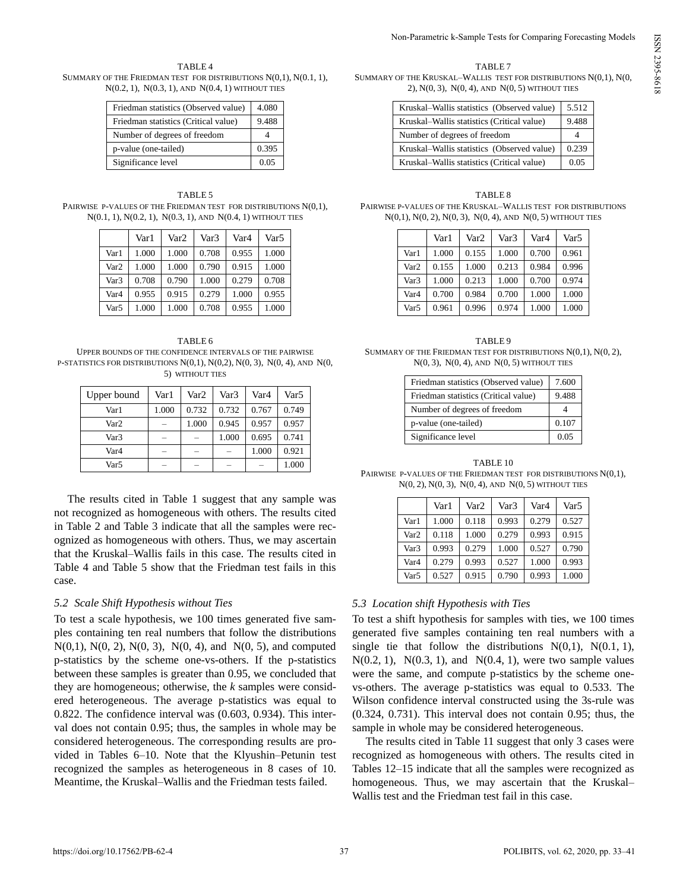TABLE 4
SUMMARY OF THE FRIEDMAN TEST FOR DISTRIBUTIONS N(0,1), N(0.1, 1), N(0.2, 1), N(0.3, 1), AND N(0.4, 1) WITHOUT TIES

| Friedman statistics (Observed value) | 4.080 |
|---|---|
| Friedman statistics (Critical value) | 9.488 |
| Number of degrees of freedom | 4 |
| p-value (one-tailed) | 0.395 |
| Significance level | 0.05 |

TABLE 5
PAIRWISE P-VALUES OF THE FRIEDMAN TEST FOR DISTRIBUTIONS N(0,1), N(0.1, 1), N(0.2, 1), N(0.3, 1), AND N(0.4, 1) WITHOUT TIES

| | Var1 | Var2 | Var3 | Var4 | Var5 |
|---|---|---|---|---|---|
| Var1 | 1.000 | 1.000 | 0.708 | 0.955 | 1.000 |
| Var2 | 1.000 | 1.000 | 0.790 | 0.915 | 1.000 |
| Var3 | 0.708 | 0.790 | 1.000 | 0.279 | 0.708 |
| Var4 | 0.955 | 0.915 | 0.279 | 1.000 | 0.955 |
| Var5 | 1.000 | 1.000 | 0.708 | 0.955 | 1.000 |

TABLE 6
UPPER BOUNDS OF THE CONFIDENCE INTERVALS OF THE PAIRWISE P-STATISTICS FOR DISTRIBUTIONS N(0,1), N(0,2), N(0, 3), N(0, 4), AND N(0, 5) WITHOUT TIES

| Upper bound | Var1 | Var2 | Var3 | Var4 | Var5 |
|---|---|---|---|---|---|
| Var1 | 1.000 | 0.732 | 0.732 | 0.767 | 0.749 |
| Var2 | – | 1.000 | 0.945 | 0.957 | 0.957 |
| Var3 | – | – | 1.000 | 0.695 | 0.741 |
| Var4 | – | – | – | 1.000 | 0.921 |
| Var5 | – | – | – | – | 1.000 |

The results cited in Table 1 suggest that any sample was not recognized as homogeneous with others. The results cited in Table 2 and Table 3 indicate that all the samples were recognized as homogeneous with others. Thus, we may ascertain that the Kruskal–Wallis fails in this case. The results cited in Table 4 and Table 5 show that the Friedman test fails in this case.

### 5.2 Scale Shift Hypothesis without Ties

To test a scale hypothesis, we 100 times generated five samples containing ten real numbers that follow the distributions N(0,1), N(0, 2), N(0, 3), N(0, 4), and N(0, 5), and computed p-statistics by the scheme one-vs-others. If the p-statistics between these samples is greater than 0.95, we concluded that they are homogeneous; otherwise, the *k* samples were considered heterogeneous. The average p-statistics was equal to 0.822. The confidence interval was (0.603, 0.934). This interval does not contain 0.95; thus, the samples in whole may be considered heterogeneous. The corresponding results are provided in Tables 6–10. Note that the Klyushin–Petunin test recognized the samples as heterogeneous in 8 cases of 10. Meantime, the Kruskal–Wallis and the Friedman tests failed.

TABLE 7
SUMMARY OF THE KRUSKAL–WALLIS TEST FOR DISTRIBUTIONS N(0,1), N(0, 2), N(0, 3), N(0, 4), AND N(0, 5) WITHOUT TIES

| Kruskal–Wallis statistics (Observed value) | 5.512 |
|---|---|
| Kruskal–Wallis statistics (Critical value) | 9.488 |
| Number of degrees of freedom | 4 |
| Kruskal–Wallis statistics (Observed value) | 0.239 |
| Kruskal–Wallis statistics (Critical value) | 0.05 |

TABLE 8
PAIRWISE P-VALUES OF THE KRUSKAL–WALLIS TEST FOR DISTRIBUTIONS N(0,1), N(0, 2), N(0, 3), N(0, 4), AND N(0, 5) WITHOUT TIES

| | Var1 | Var2 | Var3 | Var4 | Var5 |
|---|---|---|---|---|---|
| Var1 | 1.000 | 0.155 | 1.000 | 0.700 | 0.961 |
| Var2 | 0.155 | 1.000 | 0.213 | 0.984 | 0.996 |
| Var3 | 1.000 | 0.213 | 1.000 | 0.700 | 0.974 |
| Var4 | 0.700 | 0.984 | 0.700 | 1.000 | 1.000 |
| Var5 | 0.961 | 0.996 | 0.974 | 1.000 | 1.000 |

TABLE 9
SUMMARY OF THE FRIEDMAN TEST FOR DISTRIBUTIONS N(0,1), N(0, 2), N(0, 3), N(0, 4), AND N(0, 5) WITHOUT TIES

| Friedman statistics (Observed value) | 7.600 |
|---|---|
| Friedman statistics (Critical value) | 9.488 |
| Number of degrees of freedom | 4 |
| p-value (one-tailed) | 0.107 |
| Significance level | 0.05 |

TABLE 10
PAIRWISE P-VALUES OF THE FRIEDMAN TEST FOR DISTRIBUTIONS N(0,1), N(0, 2), N(0, 3), N(0, 4), AND N(0, 5) WITHOUT TIES

| | Var1 | Var2 | Var3 | Var4 | Var5 |
|---|---|---|---|---|---|
| Var1 | 1.000 | 0.118 | 0.993 | 0.279 | 0.527 |
| Var2 | 0.118 | 1.000 | 0.279 | 0.993 | 0.915 |
| Var3 | 0.993 | 0.279 | 1.000 | 0.527 | 0.790 |
| Var4 | 0.279 | 0.993 | 0.527 | 1.000 | 0.993 |
| Var5 | 0.527 | 0.915 | 0.790 | 0.993 | 1.000 |

### 5.3 Location shift Hypothesis with Ties

To test a shift hypothesis for samples with ties, we 100 times generated five samples containing ten real numbers with a single tie that follow the distributions N(0,1), N(0.1, 1), N(0.2, 1), N(0.3, 1), and N(0.4, 1), were two sample values were the same, and compute p-statistics by the scheme one-vs-others. The average p-statistics was equal to 0.533. The Wilson confidence interval constructed using the 3s-rule was (0.324, 0.731). This interval does not contain 0.95; thus, the sample in whole may be considered heterogeneous.

The results cited in Table 11 suggest that only 3 cases were recognized as homogeneous with others. The results cited in Tables 12–15 indicate that all the samples were recognized as homogeneous. Thus, we may ascertain that the Kruskal–Wallis test and the Friedman test fail in this case.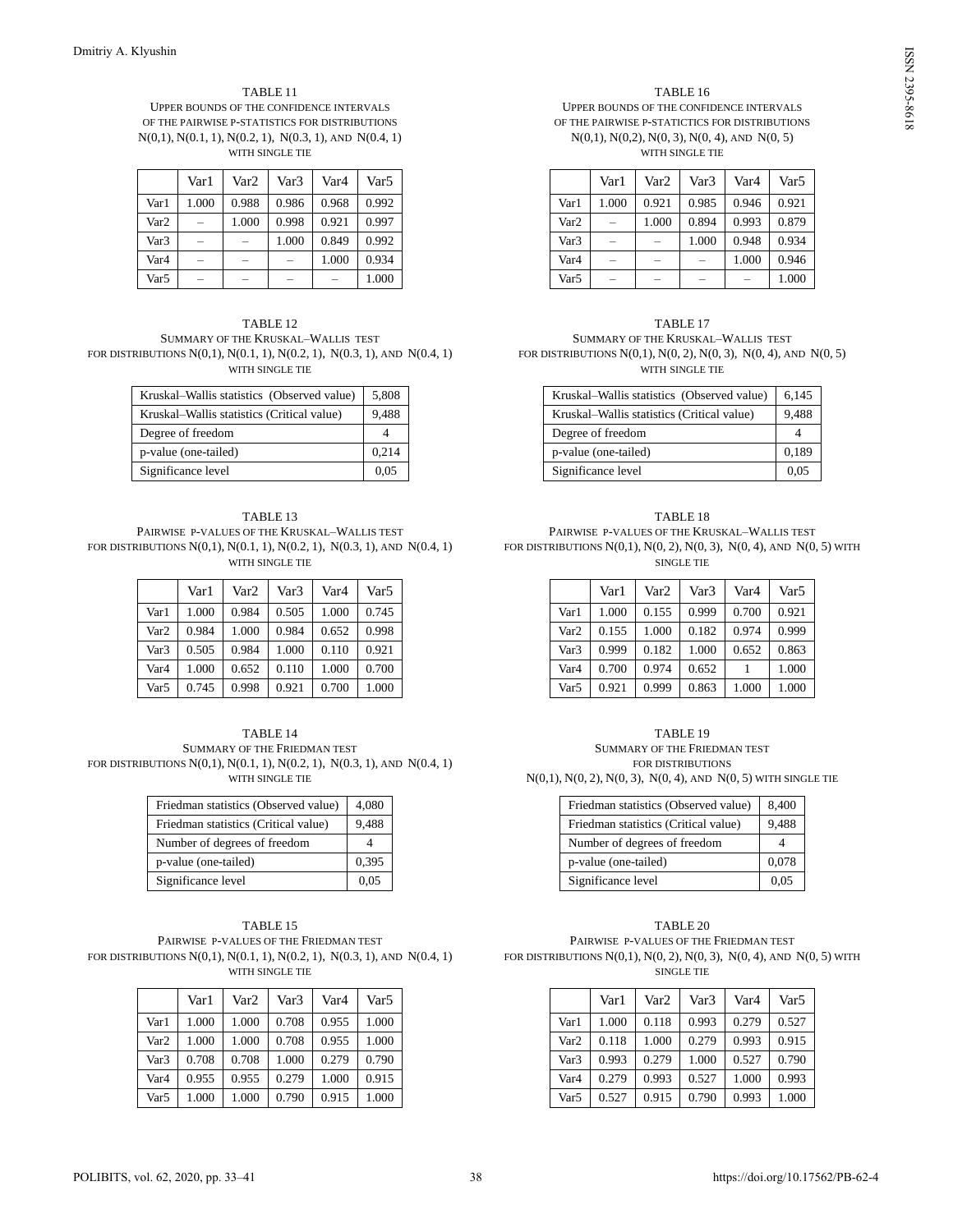TABLE 11

UPPER BOUNDS OF THE CONFIDENCE INTERVALS OF THE PAIRWISE P-STATISTICS FOR DISTRIBUTIONS N(0,1), N(0.1, 1), N(0.2, 1), N(0.3, 1), AND N(0.4, 1) WITH SINGLE TIE

| | Var1 | Var2 | Var3 | Var4 | Var5 |
|---|---|---|---|---|---|
| Var1 | 1.000 | 0.988 | 0.986 | 0.968 | 0.992 |
| Var2 | – | 1.000 | 0.998 | 0.921 | 0.997 |
| Var3 | – | – | 1.000 | 0.849 | 0.992 |
| Var4 | – | – | – | 1.000 | 0.934 |
| Var5 | – | – | – | – | 1.000 |

TABLE 12

SUMMARY OF THE KRUSKAL–WALLIS TEST FOR DISTRIBUTIONS N(0,1), N(0.1, 1), N(0.2, 1), N(0.3, 1), AND N(0.4, 1) WITH SINGLE TIE

| | |
|---|---|
| Kruskal–Wallis statistics (Observed value) | 5,808 |
| Kruskal–Wallis statistics (Critical value) | 9,488 |
| Degree of freedom | 4 |
| p-value (one-tailed) | 0,214 |
| Significance level | 0,05 |

TABLE 13

PAIRWISE P-VALUES OF THE KRUSKAL–WALLIS TEST FOR DISTRIBUTIONS N(0,1), N(0.1, 1), N(0.2, 1), N(0.3, 1), AND N(0.4, 1) WITH SINGLE TIE

| | Var1 | Var2 | Var3 | Var4 | Var5 |
|---|---|---|---|---|---|
| Var1 | 1.000 | 0.984 | 0.505 | 1.000 | 0.745 |
| Var2 | 0.984 | 1.000 | 0.984 | 0.652 | 0.998 |
| Var3 | 0.505 | 0.984 | 1.000 | 0.110 | 0.921 |
| Var4 | 1.000 | 0.652 | 0.110 | 1.000 | 0.700 |
| Var5 | 0.745 | 0.998 | 0.921 | 0.700 | 1.000 |

TABLE 14

SUMMARY OF THE FRIEDMAN TEST FOR DISTRIBUTIONS N(0,1), N(0.1, 1), N(0.2, 1), N(0.3, 1), AND N(0.4, 1) WITH SINGLE TIE

| | |
|---|---|
| Friedman statistics (Observed value) | 4,080 |
| Friedman statistics (Critical value) | 9,488 |
| Number of degrees of freedom | 4 |
| p-value (one-tailed) | 0,395 |
| Significance level | 0,05 |

TABLE 15

PAIRWISE P-VALUES OF THE FRIEDMAN TEST FOR DISTRIBUTIONS N(0,1), N(0.1, 1), N(0.2, 1), N(0.3, 1), AND N(0.4, 1) WITH SINGLE TIE

| | Var1 | Var2 | Var3 | Var4 | Var5 |
|---|---|---|---|---|---|
| Var1 | 1.000 | 1.000 | 0.708 | 0.955 | 1.000 |
| Var2 | 1.000 | 1.000 | 0.708 | 0.955 | 1.000 |
| Var3 | 0.708 | 0.708 | 1.000 | 0.279 | 0.790 |
| Var4 | 0.955 | 0.955 | 0.279 | 1.000 | 0.915 |
| Var5 | 1.000 | 1.000 | 0.790 | 0.915 | 1.000 |

TABLE 16

UPPER BOUNDS OF THE CONFIDENCE INTERVALS OF THE PAIRWISE P-STATICTICS FOR DISTRIBUTIONS N(0,1), N(0,2), N(0, 3), N(0, 4), AND N(0, 5) WITH SINGLE TIE

| | Var1 | Var2 | Var3 | Var4 | Var5 |
|---|---|---|---|---|---|
| Var1 | 1.000 | 0.921 | 0.985 | 0.946 | 0.921 |
| Var2 | – | 1.000 | 0.894 | 0.993 | 0.879 |
| Var3 | – | – | 1.000 | 0.948 | 0.934 |
| Var4 | – | – | – | 1.000 | 0.946 |
| Var5 | – | – | – | – | 1.000 |

TABLE 17

SUMMARY OF THE KRUSKAL–WALLIS TEST FOR DISTRIBUTIONS N(0,1), N(0, 2), N(0, 3), N(0, 4), AND N(0, 5) WITH SINGLE TIE

| | |
|---|---|
| Kruskal–Wallis statistics (Observed value) | 6,145 |
| Kruskal–Wallis statistics (Critical value) | 9,488 |
| Degree of freedom | 4 |
| p-value (one-tailed) | 0,189 |
| Significance level | 0,05 |

TABLE 18

PAIRWISE P-VALUES OF THE KRUSKAL–WALLIS TEST FOR DISTRIBUTIONS N(0,1), N(0, 2), N(0, 3), N(0, 4), AND N(0, 5) WITH SINGLE TIE

| | Var1 | Var2 | Var3 | Var4 | Var5 |
|---|---|---|---|---|---|
| Var1 | 1.000 | 0.155 | 0.999 | 0.700 | 0.921 |
| Var2 | 0.155 | 1.000 | 0.182 | 0.974 | 0.999 |
| Var3 | 0.999 | 0.182 | 1.000 | 0.652 | 0.863 |
| Var4 | 0.700 | 0.974 | 0.652 | 1 | 1.000 |
| Var5 | 0.921 | 0.999 | 0.863 | 1.000 | 1.000 |

TABLE 19

SUMMARY OF THE FRIEDMAN TEST FOR DISTRIBUTIONS N(0,1), N(0, 2), N(0, 3), N(0, 4), AND N(0, 5) WITH SINGLE TIE

| | |
|---|---|
| Friedman statistics (Observed value) | 8,400 |
| Friedman statistics (Critical value) | 9,488 |
| Number of degrees of freedom | 4 |
| p-value (one-tailed) | 0,078 |
| Significance level | 0,05 |

TABLE 20

PAIRWISE P-VALUES OF THE FRIEDMAN TEST FOR DISTRIBUTIONS N(0,1), N(0, 2), N(0, 3), N(0, 4), AND N(0, 5) WITH SINGLE TIE

| | Var1 | Var2 | Var3 | Var4 | Var5 |
|---|---|---|---|---|---|
| Var1 | 1.000 | 0.118 | 0.993 | 0.279 | 0.527 |
| Var2 | 0.118 | 1.000 | 0.279 | 0.993 | 0.915 |
| Var3 | 0.993 | 0.279 | 1.000 | 0.527 | 0.790 |
| Var4 | 0.279 | 0.993 | 0.527 | 1.000 | 0.993 |
| Var5 | 0.527 | 0.915 | 0.790 | 0.993 | 1.000 |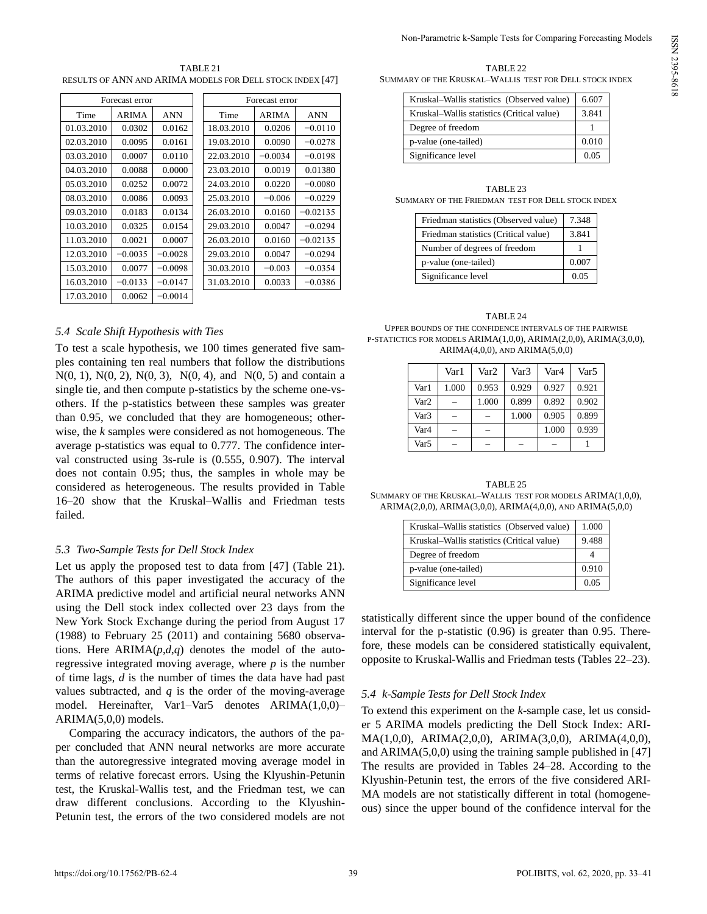TABLE 21
RESULTS OF ANN AND ARIMA MODELS FOR DELL STOCK INDEX [47]

| Forecast error | | | Forecast error | | |
|---|---|---|---|---|---|
| Time | ARIMA | ANN | Time | ARIMA | ANN |
| 01.03.2010 | 0.0302 | 0.0162 | 18.03.2010 | 0.0206 | −0.0110 |
| 02.03.2010 | 0.0095 | 0.0161 | 19.03.2010 | 0.0090 | −0.0278 |
| 03.03.2010 | 0.0007 | 0.0110 | 22.03.2010 | −0.0034 | −0.0198 |
| 04.03.2010 | 0.0088 | 0.0000 | 23.03.2010 | 0.0019 | 0.01380 |
| 05.03.2010 | 0.0252 | 0.0072 | 24.03.2010 | 0.0220 | −0.0080 |
| 08.03.2010 | 0.0086 | 0.0093 | 25.03.2010 | −0.006 | −0.0229 |
| 09.03.2010 | 0.0183 | 0.0134 | 26.03.2010 | 0.0160 | −0.02135 |
| 10.03.2010 | 0.0325 | 0.0154 | 29.03.2010 | 0.0047 | −0.0294 |
| 11.03.2010 | 0.0021 | 0.0007 | 26.03.2010 | 0.0160 | −0.02135 |
| 12.03.2010 | −0.0035 | −0.0028 | 29.03.2010 | 0.0047 | −0.0294 |
| 15.03.2010 | 0.0077 | −0.0098 | 30.03.2010 | −0.003 | −0.0354 |
| 16.03.2010 | −0.0133 | −0.0147 | 31.03.2010 | 0.0033 | −0.0386 |
| 17.03.2010 | 0.0062 | −0.0014 | | | |

### *5.4 Scale Shift Hypothesis with Ties*

To test a scale hypothesis, we 100 times generated five samples containing ten real numbers that follow the distributions N(0, 1), N(0, 2), N(0, 3), N(0, 4), and N(0, 5) and contain a single tie, and then compute p-statistics by the scheme one-vs-others. If the p-statistics between these samples was greater than 0.95, we concluded that they are homogeneous; otherwise, the *k* samples were considered as not homogeneous. The average p-statistics was equal to 0.777. The confidence interval constructed using 3s-rule is (0.555, 0.907). The interval does not contain 0.95; thus, the samples in whole may be considered as heterogeneous. The results provided in Table 16–20 show that the Kruskal–Wallis and Friedman tests failed.

### *5.3 Two-Sample Tests for Dell Stock Index*

Let us apply the proposed test to data from [47] (Table 21). The authors of this paper investigated the accuracy of the ARIMA predictive model and artificial neural networks ANN using the Dell stock index collected over 23 days from the New York Stock Exchange during the period from August 17 (1988) to February 25 (2011) and containing 5680 observations. Here ARIMA($p$,$d$,$q$) denotes the model of the autoregressive integrated moving average, where $p$ is the number of time lags, $d$ is the number of times the data have had past values subtracted, and $q$ is the order of the moving-average model. Hereinafter, Var1–Var5 denotes ARIMA(1,0,0)–ARIMA(5,0,0) models.

Comparing the accuracy indicators, the authors of the paper concluded that ANN neural networks are more accurate than the autoregressive integrated moving average model in terms of relative forecast errors. Using the Klyushin-Petunin test, the Kruskal-Wallis test, and the Friedman test, we can draw different conclusions. According to the Klyushin-Petunin test, the errors of the two considered models are not statistically different since the upper bound of the confidence interval for the p-statistic (0.96) is greater than 0.95. Therefore, these models can be considered statistically equivalent, opposite to Kruskal-Wallis and Friedman tests (Tables 22–23).

TABLE 22
SUMMARY OF THE KRUSKAL–WALLIS TEST FOR DELL STOCK INDEX

| | |
|---|---|
| Kruskal–Wallis statistics (Observed value) | 6.607 |
| Kruskal–Wallis statistics (Critical value) | 3.841 |
| Degree of freedom | 1 |
| p-value (one-tailed) | 0.010 |
| Significance level | 0.05 |

TABLE 23
SUMMARY OF THE FRIEDMAN TEST FOR DELL STOCK INDEX

| | |
|---|---|
| Friedman statistics (Observed value) | 7.348 |
| Friedman statistics (Critical value) | 3.841 |
| Number of degrees of freedom | 1 |
| p-value (one-tailed) | 0.007 |
| Significance level | 0.05 |

TABLE 24
UPPER BOUNDS OF THE CONFIDENCE INTERVALS OF THE PAIRWISE P-STATICTICS FOR MODELS ARIMA(1,0,0), ARIMA(2,0,0), ARIMA(3,0,0), ARIMA(4,0,0), AND ARIMA(5,0,0)

| | Var1 | Var2 | Var3 | Var4 | Var5 |
|---|---|---|---|---|---|
| Var1 | 1.000 | 0.953 | 0.929 | 0.927 | 0.921 |
| Var2 | – | 1.000 | 0.899 | 0.892 | 0.902 |
| Var3 | – | – | 1.000 | 0.905 | 0.899 |
| Var4 | – | – | | 1.000 | 0.939 |
| Var5 | – | – | – | – | 1 |

TABLE 25
SUMMARY OF THE KRUSKAL–WALLIS TEST FOR MODELS ARIMA(1,0,0), ARIMA(2,0,0), ARIMA(3,0,0), ARIMA(4,0,0), AND ARIMA(5,0,0)

| | |
|---|---|
| Kruskal–Wallis statistics (Observed value) | 1.000 |
| Kruskal–Wallis statistics (Critical value) | 9.488 |
| Degree of freedom | 4 |
| p-value (one-tailed) | 0.910 |
| Significance level | 0.05 |

### *5.4 k-Sample Tests for Dell Stock Index*

To extend this experiment on the *k*-sample case, let us consider 5 ARIMA models predicting the Dell Stock Index: ARIMA(1,0,0), ARIMA(2,0,0), ARIMA(3,0,0), ARIMA(4,0,0), and ARIMA(5,0,0) using the training sample published in [47] The results are provided in Tables 24–28. According to the Klyushin-Petunin test, the errors of the five considered ARIMA models are not statistically different in total (homogeneous) since the upper bound of the confidence interval for the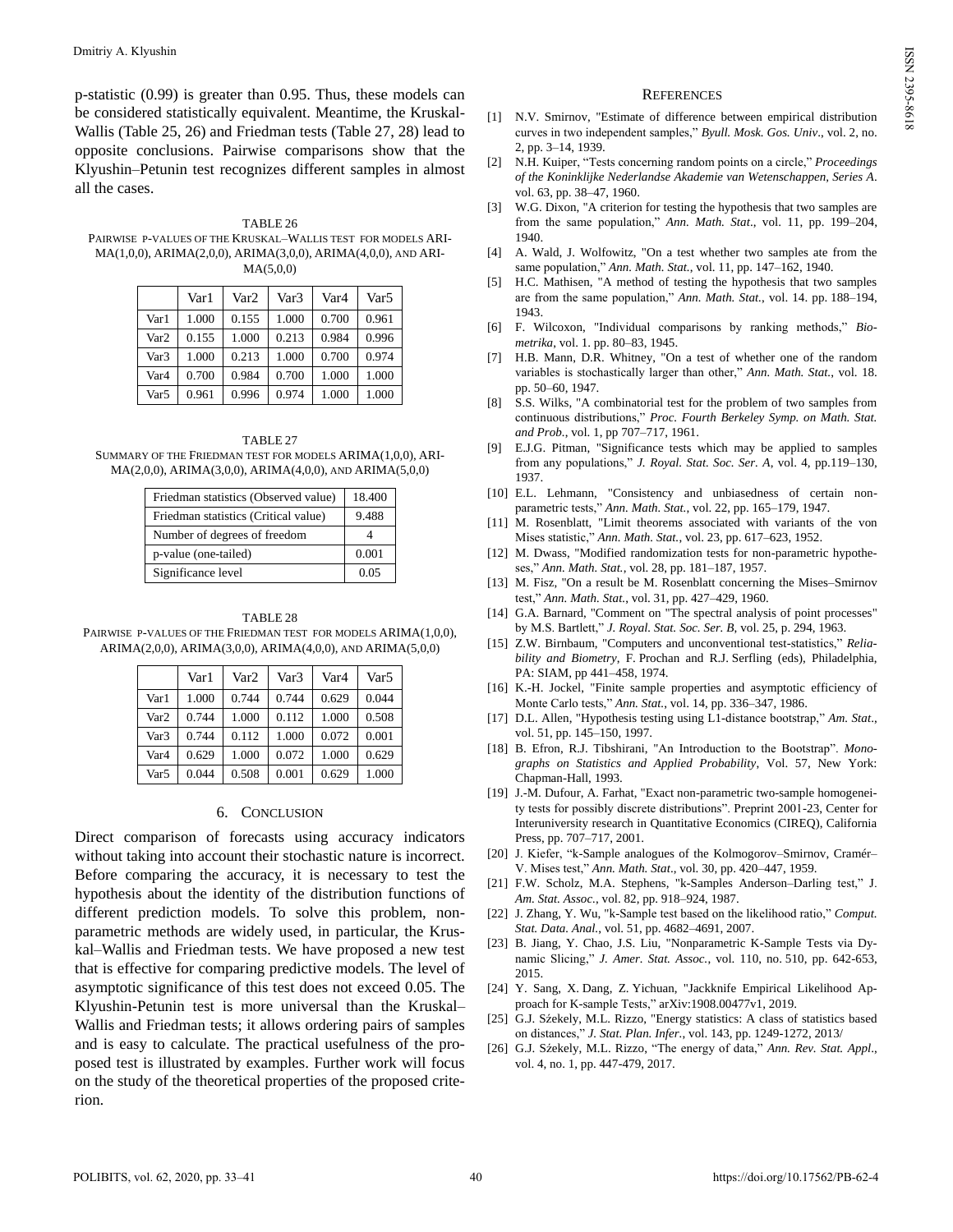p-statistic (0.99) is greater than 0.95. Thus, these models can be considered statistically equivalent. Meantime, the Kruskal-Wallis (Table 25, 26) and Friedman tests (Table 27, 28) lead to opposite conclusions. Pairwise comparisons show that the Klyushin–Petunin test recognizes different samples in almost all the cases.

TABLE 26

PAIRWISE P-VALUES OF THE KRUSKAL–WALLIS TEST FOR MODELS ARIMA(1,0,0), ARIMA(2,0,0), ARIMA(3,0,0), ARIMA(4,0,0), AND ARIMA(5,0,0)

| | Var1 | Var2 | Var3 | Var4 | Var5 |
|---|---|---|---|---|---|
| Var1 | 1.000 | 0.155 | 1.000 | 0.700 | 0.961 |
| Var2 | 0.155 | 1.000 | 0.213 | 0.984 | 0.996 |
| Var3 | 1.000 | 0.213 | 1.000 | 0.700 | 0.974 |
| Var4 | 0.700 | 0.984 | 0.700 | 1.000 | 1.000 |
| Var5 | 0.961 | 0.996 | 0.974 | 1.000 | 1.000 |

TABLE 27

SUMMARY OF THE FRIEDMAN TEST FOR MODELS ARIMA(1,0,0), ARIMA(2,0,0), ARIMA(3,0,0), ARIMA(4,0,0), AND ARIMA(5,0,0)

| | |
|---|---|
| Friedman statistics (Observed value) | 18.400 |
| Friedman statistics (Critical value) | 9.488 |
| Number of degrees of freedom | 4 |
| p-value (one-tailed) | 0.001 |
| Significance level | 0.05 |

TABLE 28

PAIRWISE P-VALUES OF THE FRIEDMAN TEST FOR MODELS ARIMA(1,0,0), ARIMA(2,0,0), ARIMA(3,0,0), ARIMA(4,0,0), AND ARIMA(5,0,0)

| | Var1 | Var2 | Var3 | Var4 | Var5 |
|---|---|---|---|---|---|
| Var1 | 1.000 | 0.744 | 0.744 | 0.629 | 0.044 |
| Var2 | 0.744 | 1.000 | 0.112 | 1.000 | 0.508 |
| Var3 | 0.744 | 0.112 | 1.000 | 0.072 | 0.001 |
| Var4 | 0.629 | 1.000 | 0.072 | 1.000 | 0.629 |
| Var5 | 0.044 | 0.508 | 0.001 | 0.629 | 1.000 |

## 6. CONCLUSION

Direct comparison of forecasts using accuracy indicators without taking into account their stochastic nature is incorrect. Before comparing the accuracy, it is necessary to test the hypothesis about the identity of the distribution functions of different prediction models. To solve this problem, nonparametric methods are widely used, in particular, the Kruskal–Wallis and Friedman tests. We have proposed a new test that is effective for comparing predictive models. The level of asymptotic significance of this test does not exceed 0.05. The Klyushin-Petunin test is more universal than the Kruskal–Wallis and Friedman tests; it allows ordering pairs of samples and is easy to calculate. The practical usefulness of the proposed test is illustrated by examples. Further work will focus on the study of the theoretical properties of the proposed criterion.

## REFERENCES

[1] N.V. Smirnov, "Estimate of difference between empirical distribution curves in two independent samples," *Byull. Mosk. Gos. Univ*., vol. 2, no. 2, pp. 3–14, 1939.

[2] N.H. Kuiper, "Tests concerning random points on a circle," *Proceedings of the Koninklijke Nederlandse Akademie van Wetenschappen, Series A*. vol. 63, pp. 38–47, 1960.

[3] W.G. Dixon, "A criterion for testing the hypothesis that two samples are from the same population," *Ann. Math. Stat*., vol. 11, pp. 199–204, 1940.

[4] A. Wald, J. Wolfowitz, "On a test whether two samples ate from the same population," *Ann. Math. Stat.*, vol. 11, pp. 147–162, 1940.

[5] H.C. Mathisen, "A method of testing the hypothesis that two samples are from the same population," *Ann. Math. Stat.*, vol. 14. pp. 188–194, 1943.

[6] F. Wilcoxon, "Individual comparisons by ranking methods," *Biometrika*, vol. 1. pp. 80–83, 1945.

[7] H.B. Mann, D.R. Whitney, "On a test of whether one of the random variables is stochastically larger than other," *Ann. Math. Stat.*, vol. 18. pp. 50–60, 1947.

[8] S.S. Wilks, "A combinatorial test for the problem of two samples from continuous distributions," *Proc. Fourth Berkeley Symp. on Math. Stat. and Prob.*, vol. 1, pp 707–717, 1961.

[9] E.J.G. Pitman, "Significance tests which may be applied to samples from any populations," *J. Royal. Stat. Soc. Ser. A*, vol. 4, pp.119–130, 1937.

[10] E.L. Lehmann, "Consistency and unbiasedness of certain nonparametric tests," *Ann. Math. Stat.*, vol. 22, pp. 165–179, 1947.

[11] M. Rosenblatt, "Limit theorems associated with variants of the von Mises statistic," *Ann. Math. Stat.*, vol. 23, pp. 617–623, 1952.

[12] M. Dwass, "Modified randomization tests for non-parametric hypotheses," *Ann. Math. Stat.*, vol. 28, pp. 181–187, 1957.

[13] M. Fisz, "On a result be M. Rosenblatt concerning the Mises–Smirnov test," *Ann. Math. Stat.*, vol. 31, pp. 427–429, 1960.

[14] G.A. Barnard, "Comment on "The spectral analysis of point processes" by M.S. Bartlett," *J. Royal. Stat. Soc. Ser. B*, vol. 25, p. 294, 1963.

[15] Z.W. Birnbaum, "Computers and unconventional test-statistics," *Reliability and Biometry*, F. Prochan and R.J. Serfling (eds), Philadelphia, PA: SIAM, pp 441–458, 1974.

[16] K.-H. Jockel, "Finite sample properties and asymptotic efficiency of Monte Carlo tests," *Ann. Stat.*, vol. 14, pp. 336–347, 1986.

[17] D.L. Allen, "Hypothesis testing using L1-distance bootstrap," *Am. Stat*., vol. 51, pp. 145–150, 1997.

[18] B. Efron, R.J. Tibshirani, "An Introduction to the Bootstrap". *Monographs on Statistics and Applied Probability*, Vol. 57, New York: Chapman-Hall, 1993.

[19] J.-M. Dufour, A. Farhat, "Exact non-parametric two-sample homogeneity tests for possibly discrete distributions". Preprint 2001-23, Center for Interuniversity research in Quantitative Economics (CIREQ), California Press, pp. 707–717, 2001.

[20] J. Kiefer, "k-Sample analogues of the Kolmogorov–Smirnov, Cramér–V. Mises test," *Ann. Math. Stat*., vol. 30, pp. 420–447, 1959.

[21] F.W. Scholz, M.A. Stephens, "k-Samples Anderson–Darling test," J. *Am. Stat. Assoc.*, vol. 82, pp. 918–924, 1987.

[22] J. Zhang, Y. Wu, "k-Sample test based on the likelihood ratio," *Comput. Stat. Data. Anal.*, vol. 51, pp. 4682–4691, 2007.

[23] B. Jiang, Y. Chao, J.S. Liu, "Nonparametric K-Sample Tests via Dynamic Slicing," *J. Amer. Stat. Assoc.*, vol. 110, no. 510, pp. 642-653, 2015.

[24] Y. Sang, X. Dang, Z. Yichuan, "Jackknife Empirical Likelihood Approach for K-sample Tests," arXiv:1908.00477v1, 2019.

[25] G.J. Sźekely, M.L. Rizzo, "Energy statistics: A class of statistics based on distances," *J. Stat. Plan. Infer.*, vol. 143, pp. 1249-1272, 2013/

[26] G.J. Sźekely, M.L. Rizzo, "The energy of data," *Ann. Rev. Stat. Appl*., vol. 4, no. 1, pp. 447-479, 2017.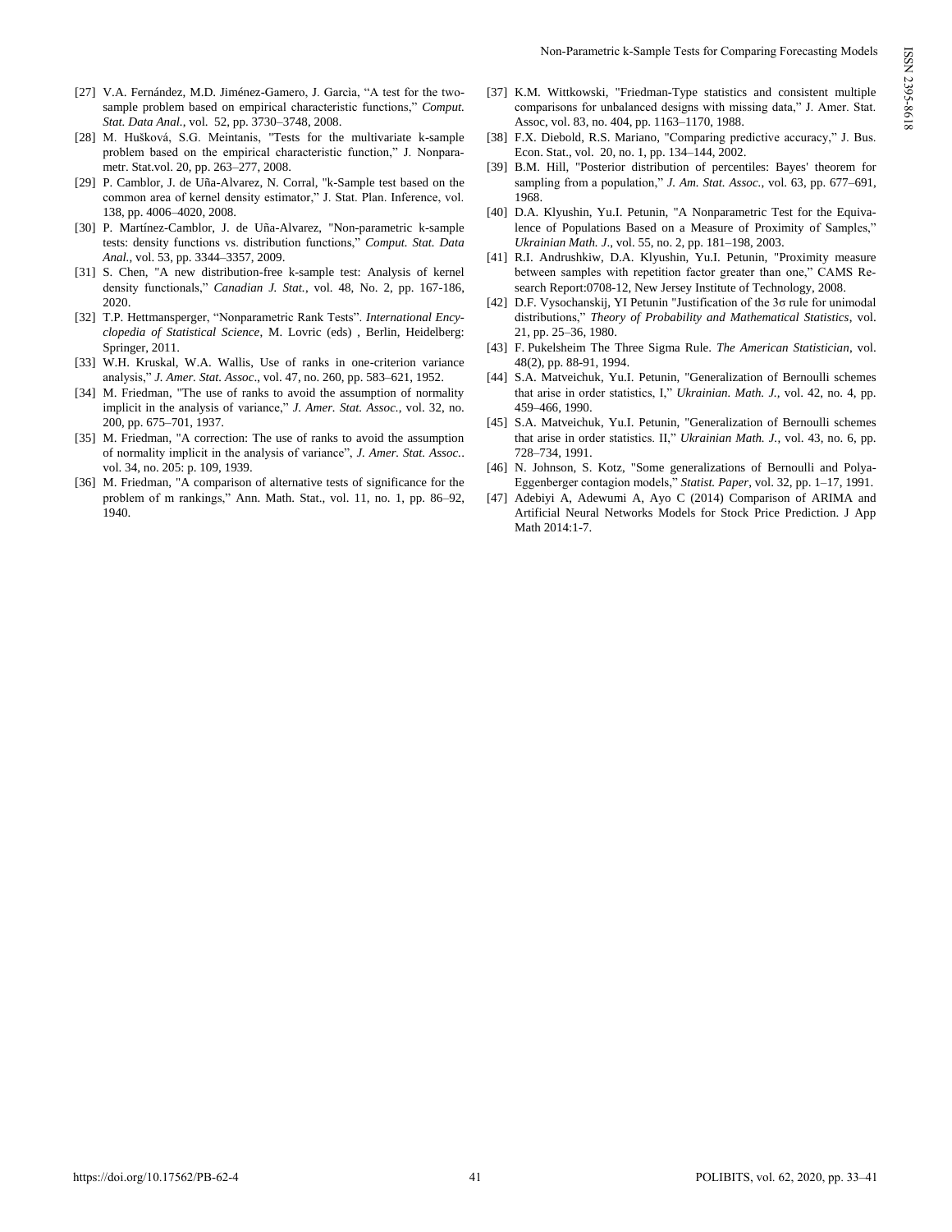[27] V.A. Fernández, M.D. Jiménez-Gamero, J. Garcìa, "A test for the two-sample problem based on empirical characteristic functions," *Comput. Stat. Data Anal.*, vol. 52, pp. 3730–3748, 2008.

[28] M. Hušková, S.G. Meintanis, "Tests for the multivariate k-sample problem based on the empirical characteristic function," J. Nonparametr. Stat.vol. 20, pp. 263–277, 2008.

[29] P. Camblor, J. de Uña-Alvarez, N. Corral, "k-Sample test based on the common area of kernel density estimator," J. Stat. Plan. Inference, vol. 138, pp. 4006–4020, 2008.

[30] P. Martínez-Camblor, J. de Uña-Alvarez, "Non-parametric k-sample tests: density functions vs. distribution functions," *Comput. Stat. Data Anal.*, vol. 53, pp. 3344–3357, 2009.

[31] S. Chen, "A new distribution-free k-sample test: Analysis of kernel density functionals," *Canadian J. Stat.*, vol. 48, No. 2, pp. 167-186, 2020.

[32] T.P. Hettmansperger, "Nonparametric Rank Tests". *International Encyclopedia of Statistical Science*, M. Lovric (eds) , Berlin, Heidelberg: Springer, 2011.

[33] W.H. Kruskal, W.A. Wallis, Use of ranks in one-criterion variance analysis," *J. Amer. Stat. Assoc*., vol. 47, no. 260, pp. 583–621, 1952.

[34] M. Friedman, "The use of ranks to avoid the assumption of normality implicit in the analysis of variance," *J. Amer. Stat. Assoc.*, vol. 32, no. 200, pp. 675–701, 1937.

[35] M. Friedman, "A correction: The use of ranks to avoid the assumption of normality implicit in the analysis of variance", *J. Amer. Stat. Assoc.*. vol. 34, no. 205: p. 109, 1939.

[36] M. Friedman, "A comparison of alternative tests of significance for the problem of m rankings," Ann. Math. Stat., vol. 11, no. 1, pp. 86–92, 1940.

[37] K.M. Wittkowski, "Friedman-Type statistics and consistent multiple comparisons for unbalanced designs with missing data," J. Amer. Stat. Assoc, vol. 83, no. 404, pp. 1163–1170, 1988.

[38] F.X. Diebold, R.S. Mariano, "Comparing predictive accuracy," J. Bus. Econ. Stat., vol. 20, no. 1, pp. 134–144, 2002.

[39] B.M. Hill, "Posterior distribution of percentiles: Bayes' theorem for sampling from a population," *J. Am. Stat. Assoc.*, vol. 63, pp. 677–691, 1968.

[40] D.A. Klyushin, Yu.I. Petunin, "A Nonparametric Test for the Equivalence of Populations Based on a Measure of Proximity of Samples," *Ukrainian Math. J*., vol. 55, no. 2, pp. 181–198, 2003.

[41] R.I. Andrushkiw, D.A. Klyushin, Yu.I. Petunin, "Proximity measure between samples with repetition factor greater than one," CAMS Research Report:0708-12, New Jersey Institute of Technology, 2008.

[42] D.F. Vysochanskij, YI Petunin "Justification of the 3σ rule for unimodal distributions," *Theory of Probability and Mathematical Statistics*, vol. 21, pp. 25–36, 1980.

[43] F. Pukelsheim The Three Sigma Rule. *The American Statistician*, vol. 48(2), pp. 88-91, 1994.

[44] S.A. Matveichuk, Yu.I. Petunin, "Generalization of Bernoulli schemes that arise in order statistics, I," *Ukrainian. Math. J.*, vol. 42, no. 4, pp. 459–466, 1990.

[45] S.A. Matveichuk, Yu.I. Petunin, "Generalization of Bernoulli schemes that arise in order statistics. II," *Ukrainian Math. J.*, vol. 43, no. 6, pp. 728–734, 1991.

[46] N. Johnson, S. Kotz, "Some generalizations of Bernoulli and Polya-Eggenberger contagion models," *Statist. Paper*, vol. 32, pp. 1–17, 1991.

[47] Adebiyi A, Adewumi A, Ayo C (2014) Comparison of ARIMA and Artificial Neural Networks Models for Stock Price Prediction. J App Math 2014:1-7.